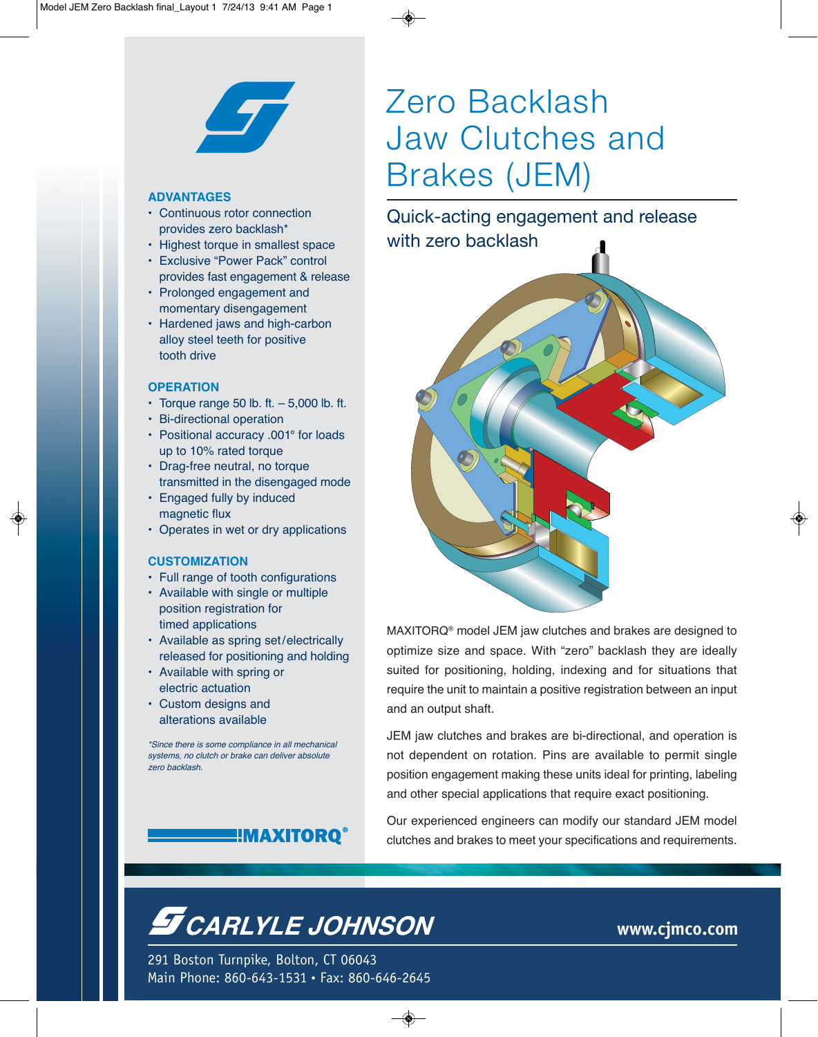# Zero Backlash Jaw Clutches and Brakes (JEM)

## Quick-acting engagement and release with zero backlash

MAXITORQ® model JEM jaw clutches and brakes are designed to optimize size and space. With "zero" backlash they are ideally suited for positioning, holding, indexing and for situations that require the unit to maintain a positive registration between an input and an output shaft.

JEM jaw clutches and brakes are bi-directional, and operation is not dependent on rotation. Pins are available to permit single position engagement making these units ideal for printing, labeling and other special applications that require exact positioning.

Our experienced engineers can modify our standard JEM model clutches and brakes to meet your specifications and requirements.

### ADVANTAGES

- Continuous rotor connection provides zero backlash*
- Highest torque in smallest space
- Exclusive "Power Pack" control provides fast engagement & release
- Prolonged engagement and momentary disengagement
- Hardened jaws and high-carbon alloy steel teeth for positive tooth drive

### OPERATION

- Torque range 50 lb. ft. – 5,000 lb. ft.
- Bi-directional operation
- Positional accuracy .001° for loads up to 10% rated torque
- Drag-free neutral, no torque transmitted in the disengaged mode
- Engaged fully by induced magnetic flux
- Operates in wet or dry applications

### CUSTOMIZATION

- Full range of tooth configurations
- Available with single or multiple position registration for timed applications
- Available as spring set/electrically released for positioning and holding
- Available with spring or electric actuation
- Custom designs and alterations available

*\*Since there is some compliance in all mechanical systems, no clutch or brake can deliver absolute zero backlash.*

MAXITORQ®

**CARLYLE JOHNSON**

www.cjmco.com

291 Boston Turnpike, Bolton, CT 06043
Main Phone: 860-643-1531 • Fax: 860-646-2645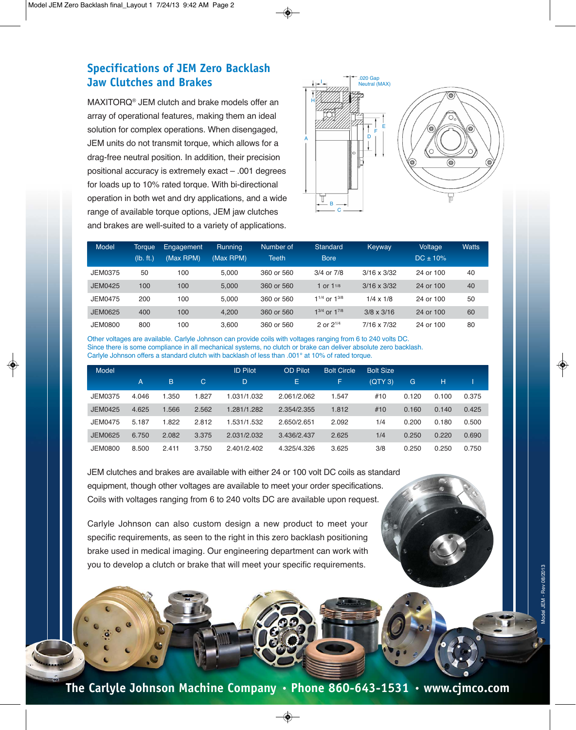## Specifications of JEM Zero Backlash Jaw Clutches and Brakes

MAXITORQ® JEM clutch and brake models offer an array of operational features, making them an ideal solution for complex operations. When disengaged, JEM units do not transmit torque, which allows for a drag-free neutral position. In addition, their precision positional accuracy is extremely exact – .001 degrees for loads up to 10% rated torque. With bi-directional operation in both wet and dry applications, and a wide range of available torque options, JEM jaw clutches and brakes are well-suited to a variety of applications.

.020 Gap
Neutral (MAX)

| Model | Torque (lb. ft.) | Engagement (Max RPM) | Running (Max RPM) | Number of Teeth | Standard Bore | Keyway | Voltage DC ± 10% | Watts |
|---|---|---|---|---|---|---|---|---|
| JEM0375 | 50 | 100 | 5,000 | 360 or 560 | 3/4 or 7/8 | 3/16 x 3/32 | 24 or 100 | 40 |
| JEM0425 | 100 | 100 | 5,000 | 360 or 560 | 1 or 1 1/8 | 3/16 x 3/32 | 24 or 100 | 40 |
| JEM0475 | 200 | 100 | 5,000 | 360 or 560 | 1 1/4 or 1 3/8 | 1/4 x 1/8 | 24 or 100 | 50 |
| JEM0625 | 400 | 100 | 4,200 | 360 or 560 | 1 3/4 or 1 7/8 | 3/8 x 3/16 | 24 or 100 | 60 |
| JEM0800 | 800 | 100 | 3,600 | 360 or 560 | 2 or 2 1/4 | 7/16 x 7/32 | 24 or 100 | 80 |

Other voltages are available. Carlyle Johnson can provide coils with voltages ranging from 6 to 240 volts DC.
Since there is some compliance in all mechanical systems, no clutch or brake can deliver absolute zero backlash.
Carlyle Johnson offers a standard clutch with backlash of less than .001° at 10% of rated torque.

| Model | A | B | C | ID Pilot D | OD Pilot E | Bolt Circle F | Bolt Size (QTY 3) | G | H | I |
|---|---|---|---|---|---|---|---|---|---|---|
| JEM0375 | 4.046 | 1.350 | 1.827 | 1.031/1.032 | 2.061/2.062 | 1.547 | #10 | 0.120 | 0.100 | 0.375 |
| JEM0425 | 4.625 | 1.566 | 2.562 | 1.281/1.282 | 2.354/2.355 | 1.812 | #10 | 0.160 | 0.140 | 0.425 |
| JEM0475 | 5.187 | 1.822 | 2.812 | 1.531/1.532 | 2.650/2.651 | 2.092 | 1/4 | 0.200 | 0.180 | 0.500 |
| JEM0625 | 6.750 | 2.082 | 3.375 | 2.031/2.032 | 3.436/2.437 | 2.625 | 1/4 | 0.250 | 0.220 | 0.690 |
| JEM0800 | 8.500 | 2.411 | 3.750 | 2.401/2.402 | 4.325/4.326 | 3.625 | 3/8 | 0.250 | 0.250 | 0.750 |

JEM clutches and brakes are available with either 24 or 100 volt DC coils as standard equipment, though other voltages are available to meet your order specifications. Coils with voltages ranging from 6 to 240 volts DC are available upon request.

Carlyle Johnson can also custom design a new product to meet your specific requirements, as seen to the right in this zero backlash positioning brake used in medical imaging. Our engineering department can work with you to develop a clutch or brake that will meet your specific requirements.

**The Carlyle Johnson Machine Company • Phone 860-643-1531 • www.cjmco.com**

Model JEM - Rev 08/2013